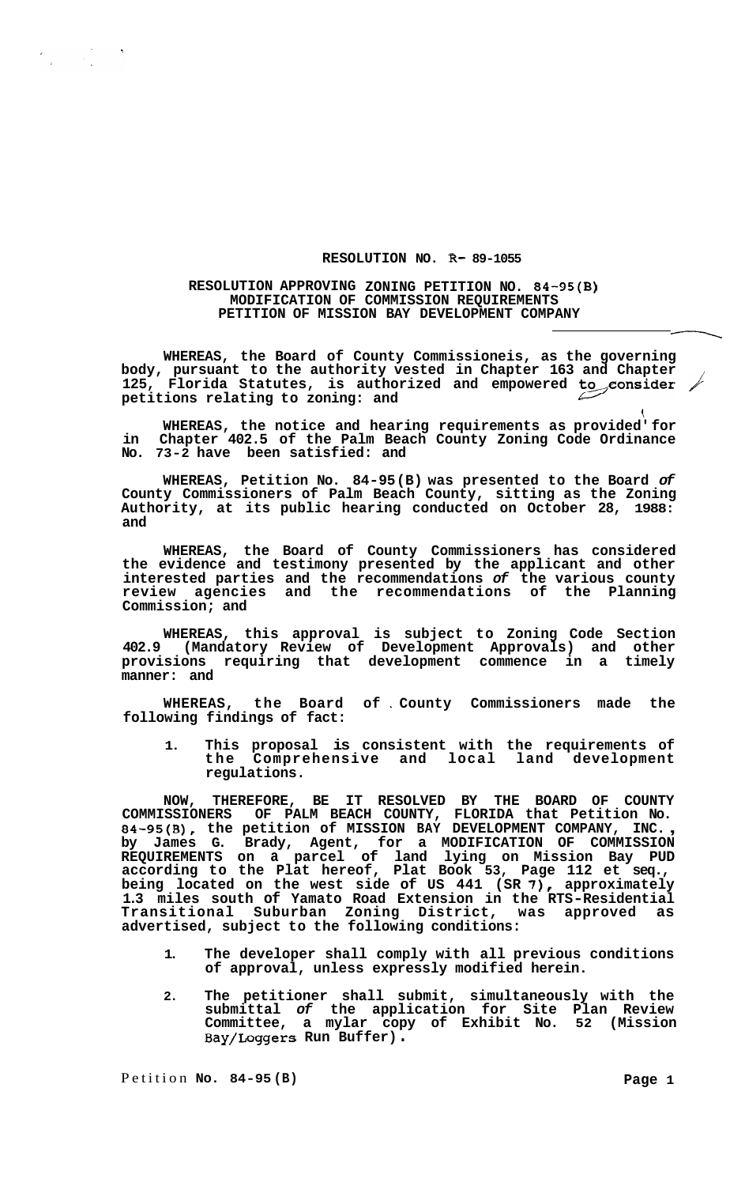**RESOLUTION NO. R- 89-1055**

**RESOLUTION APPROVING ZONING PETITION NO. 84-95(B) MODIFICATION OF COMMISSION REQUIREMENTS PETITION OF MISSION BAY DEVELOPMENT COMPANY**

**WHEREAS, the Board of County Commissioneis, as the governing body, pursuant to the authority vested in Chapter 163 and Chapter 125, Florida Statutes, is authorized and empowered to consider petitions relating to zoning: and**

**WHEREAS, the notice and hearing requirements as provided for in Chapter 402.5 of the Palm Beach County Zoning Code Ordinance No. 73-2 have been satisfied: and**

**WHEREAS, Petition No. 84-95(B) was presented to the Board *of* County Commissioners of Palm Beach County, sitting as the Zoning Authority, at its public hearing conducted on October 28, 1988: and**

**WHEREAS, the Board of County Commissioners has considered the evidence and testimony presented by the applicant and other interested parties and the recommendations *of* the various county review agencies and the recommendations of the Planning Commission; and**

**WHEREAS, this approval is subject to Zoning Code Section 402.9 (Mandatory Review of Development Approvals) and other provisions requiring that development commence in a timely manner: and**

**WHEREAS, the Board of County Commissioners made the following findings of fact:**

1. **This proposal is consistent with the requirements of the Comprehensive and local land development regulations.**

**NOW, THEREFORE, BE IT RESOLVED BY THE BOARD OF COUNTY COMMISSIONERS OF PALM BEACH COUNTY, FLORIDA that Petition No. 84-95(B), the petition of MISSION BAY DEVELOPMENT COMPANY, INC., by James G. Brady, Agent, for a MODIFICATION OF COMMISSION REQUIREMENTS on a parcel of land lying on Mission Bay PUD according to the Plat hereof, Plat Book 53, Page 112 et seq., being located on the west side of US 441 (SR 7), approximately 1.3 miles south of Yamato Road Extension in the RTS-Residential Transitional Suburban Zoning District, was approved as advertised, subject to the following conditions:**

1. **The developer shall comply with all previous conditions of approval, unless expressly modified herein.**
2. **The petitioner shall submit, simultaneously with the submittal *of* the application for Site Plan Review Committee, a mylar copy of Exhibit No. 52 (Mission Bay/Loggers Run Buffer).**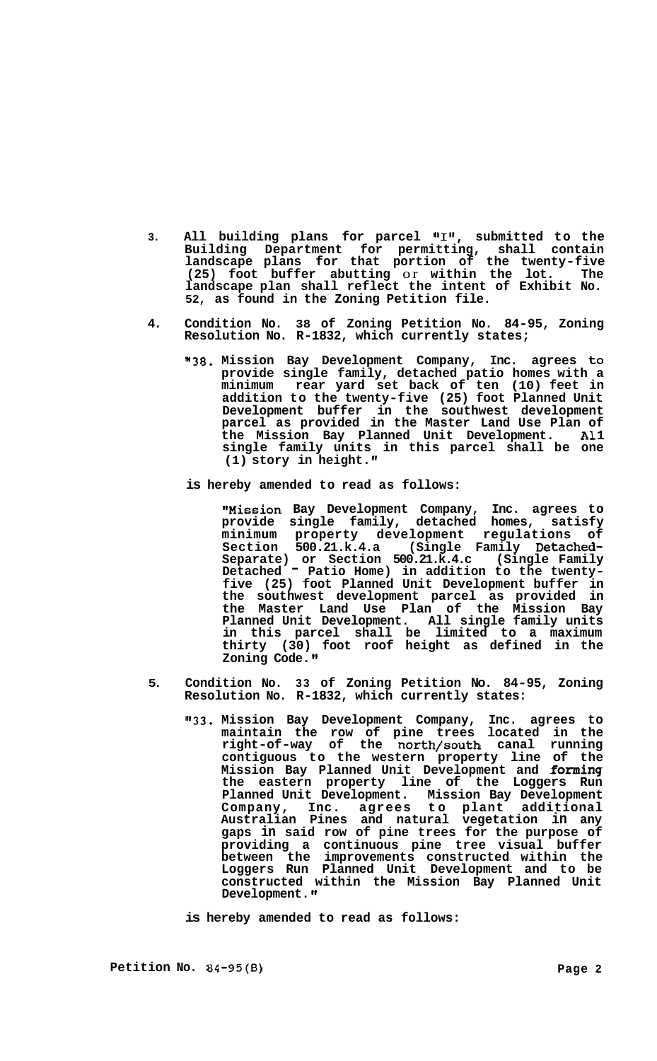3. All building plans for parcel "I", submitted to the Building Department for permitting, shall contain landscape plans for that portion of the twenty-five (25) foot buffer abutting or within the lot. The landscape plan shall reflect the intent of Exhibit No. 52, as found in the Zoning Petition file.

4. Condition No. 38 of Zoning Petition No. 84-95, Zoning Resolution No. R-1832, which currently states;

   "38. Mission Bay Development Company, Inc. agrees to provide single family, detached patio homes with a minimum rear yard set back of ten (10) feet in addition to the twenty-five (25) foot Planned Unit Development buffer in the southwest development parcel as provided in the Master Land Use Plan of the Mission Bay Planned Unit Development. All single family units in this parcel shall be one (1) story in height."

   is hereby amended to read as follows:

   "Mission Bay Development Company, Inc. agrees to provide single family, detached homes, satisfy minimum property development regulations of Section 500.21.k.4.a (Single Family Detached-Separate) or Section 500.21.k.4.c (Single Family Detached - Patio Home) in addition to the twenty-five (25) foot Planned Unit Development buffer in the southwest development parcel as provided in the Master Land Use Plan of the Mission Bay Planned Unit Development. All single family units in this parcel shall be limited to a maximum thirty (30) foot roof height as defined in the Zoning Code."

5. Condition No. 33 of Zoning Petition No. 84-95, Zoning Resolution No. R-1832, which currently states:

   "33. Mission Bay Development Company, Inc. agrees to maintain the row of pine trees located in the right-of-way of the north/south canal running contiguous to the western property line of the Mission Bay Planned Unit Development and forming the eastern property line of the Loggers Run Planned Unit Development. Mission Bay Development Company, Inc. agrees to plant additional Australian Pines and natural vegetation in any gaps in said row of pine trees for the purpose of providing a continuous pine tree visual buffer between the improvements constructed within the Loggers Run Planned Unit Development and to be constructed within the Mission Bay Planned Unit Development."

   is hereby amended to read as follows: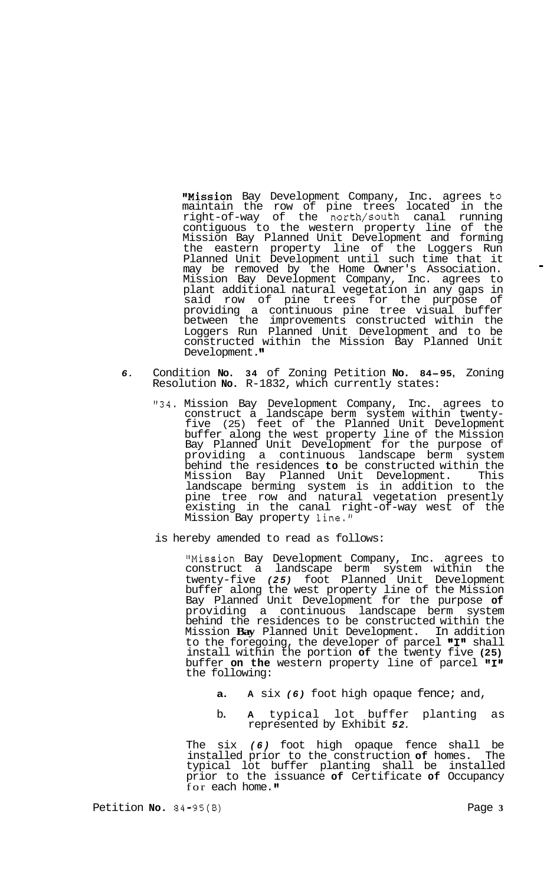"Mission Bay Development Company, Inc. agrees to maintain the row of pine trees located in the right-of-way of the north/south canal running contiguous to the western property line of the Mission Bay Planned Unit Development and forming the eastern property line of the Loggers Run Planned Unit Development until such time that it may be removed by the Home Owner's Association. Mission Bay Development Company, Inc. agrees to plant additional natural vegetation in any gaps in said row of pine trees for the purpose of providing a continuous pine tree visual buffer between the improvements constructed within the Loggers Run Planned Unit Development and to be constructed within the Mission Bay Planned Unit Development."

6. Condition **No. 34** of Zoning Petition **No. 84-95**, Zoning Resolution **No.** R-1832, which currently states:

   "34. Mission Bay Development Company, Inc. agrees to construct a landscape berm system within twenty-five (25) feet of the Planned Unit Development buffer along the west property line of the Mission Bay Planned Unit Development for the purpose of providing a continuous landscape berm system behind the residences **to** be constructed within the Mission Bay Planned Unit Development. This landscape berming system is in addition to the pine tree row and natural vegetation presently existing in the canal right-of-way west of the Mission Bay property line."

   is hereby amended to read as follows:

   "Mission Bay Development Company, Inc. agrees to construct a landscape berm system within the twenty-five *(25)* foot Planned Unit Development buffer along the west property line of the Mission Bay Planned Unit Development for the purpose **of** providing a continuous landscape berm system behind the residences to be constructed within the Mission **Bay** Planned Unit Development. In addition to the foregoing, the developer of parcel **"I"** shall install within the portion **of** the twenty five **(25)** buffer **on the** western property line of parcel **"I"** the following:

   **a. A** six *(6)* foot high opaque fence; and,

   b. **A** typical lot buffer planting as represented by Exhibit *52.*

   The six *(6)* foot high opaque fence shall be installed prior to the construction **of** homes. The typical lot buffer planting shall be installed prior to the issuance **of** Certificate **of** Occupancy for each home."

Petition **No.** 84-95(B)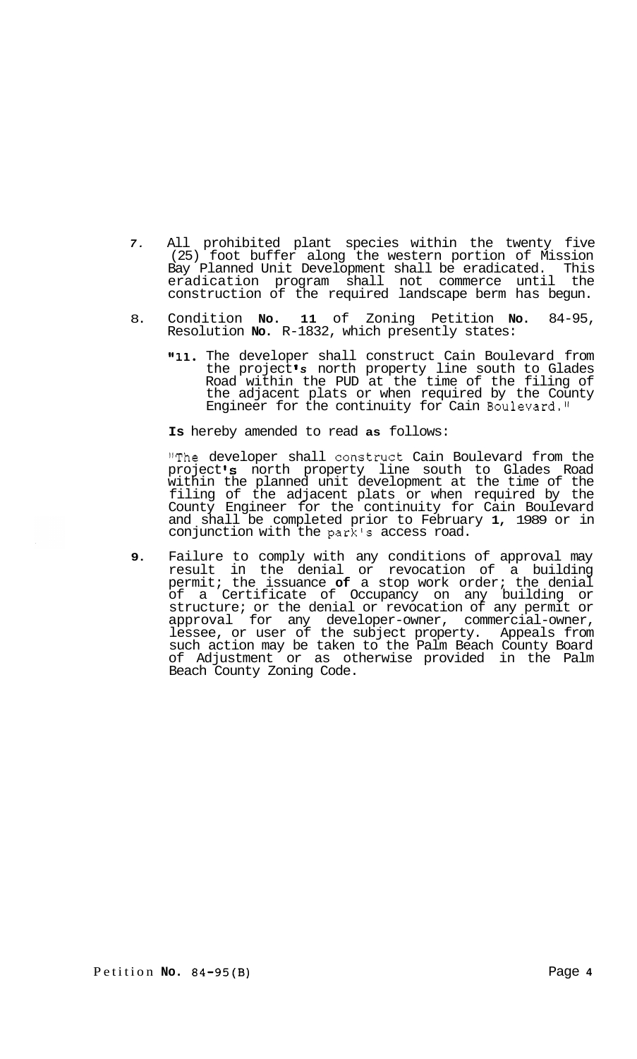7. All prohibited plant species within the twenty five (25) foot buffer along the western portion of Mission Bay Planned Unit Development shall be eradicated. This eradication program shall not commerce until the construction of the required landscape berm has begun.

8. Condition **No. 11** of Zoning Petition **No.** 84-95, Resolution **No.** R-1832, which presently states:

   "**11.** The developer shall construct Cain Boulevard from the project's north property line south to Glades Road within the PUD at the time of the filing of the adjacent plats or when required by the County Engineer for the continuity for Cain Boulevard."

   **Is** hereby amended to read **as** follows:

   "The developer shall construct Cain Boulevard from the project's north property line south to Glades Road within the planned unit development at the time of the filing of the adjacent plats or when required by the County Engineer for the continuity for Cain Boulevard and shall be completed prior to February **1,** 1989 or in conjunction with the park's access road.

9. Failure to comply with any conditions of approval may result in the denial or revocation of a building permit; the issuance **of** a stop work order; the denial of a Certificate of Occupancy on any building or structure; or the denial or revocation of any permit or approval for any developer-owner, commercial-owner, lessee, or user of the subject property. Appeals from such action may be taken to the Palm Beach County Board of Adjustment or as otherwise provided in the Palm Beach County Zoning Code.

Petition **No.** 84-95(B)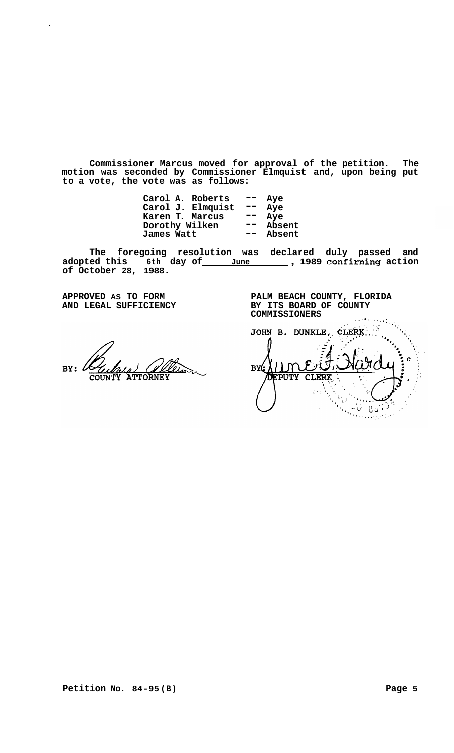Commissioner Marcus moved for approval of the petition. The motion was seconded by Commissioner Elmquist and, upon being put to a vote, the vote was as follows:

| | | |
|---|---|---|
| Carol A. Roberts | -- | Aye |
| Carol J. Elmquist | -- | Aye |
| Karen T. Marcus | -- | Aye |
| Dorothy Wilken | -- | Absent |
| James Watt | -- | Absent |

The foregoing resolution was declared duly passed and adopted this 6th day of June, 1989 confirming action of October 28, 1988.

APPROVED AS TO FORM
AND LEGAL SUFFICIENCY

BY: COUNTY ATTORNEY

PALM BEACH COUNTY, FLORIDA
BY ITS BOARD OF COUNTY
COMMISSIONERS

JOHN B. DUNKLE, CLERK

BY: DEPUTY CLERK

Petition No. 84-95(B)